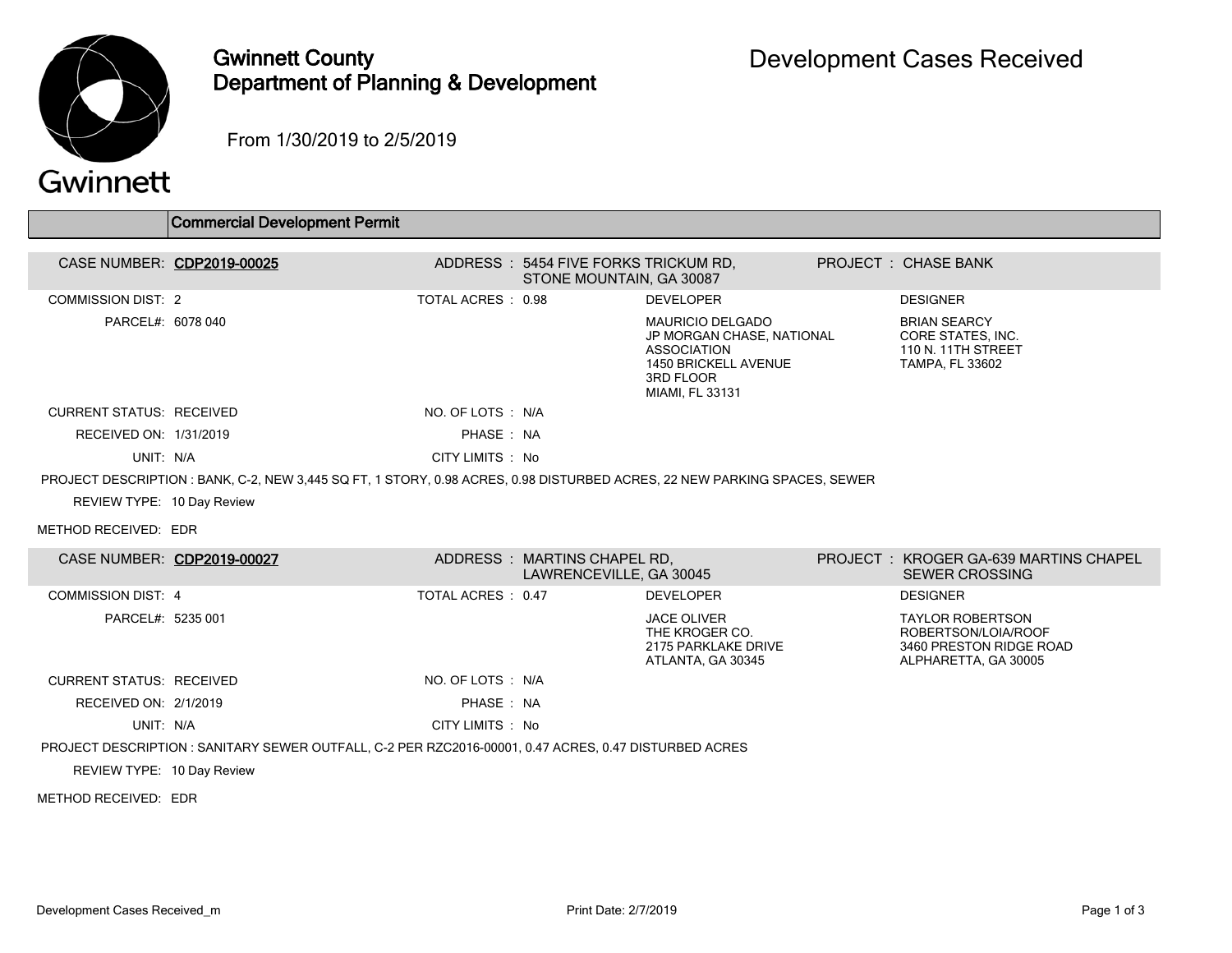# Gwinnett County Department of Planning & Development

## Development Cases Received

From 1/30/2019 to 2/5/2019

## Commercial Development Permit

**CASE NUMBER:** CDP2019-00025
**ADDRESS:** 5454 FIVE FORKS TRICKUM RD, STONE MOUNTAIN, GA 30087
**PROJECT:** CHASE BANK

COMMISSION DIST: 2
TOTAL ACRES: 0.98
PARCEL#: 6078 040

**DEVELOPER**
MAURICIO DELGADO
JP MORGAN CHASE, NATIONAL ASSOCIATION
1450 BRICKELL AVENUE
3RD FLOOR
MIAMI, FL 33131

**DESIGNER**
BRIAN SEARCY
CORE STATES, INC.
110 N. 11TH STREET
TAMPA, FL 33602

CURRENT STATUS: RECEIVED
NO. OF LOTS: N/A
RECEIVED ON: 1/31/2019
PHASE: NA
UNIT: N/A
CITY LIMITS: No

PROJECT DESCRIPTION : BANK, C-2, NEW 3,445 SQ FT, 1 STORY, 0.98 ACRES, 0.98 DISTURBED ACRES, 22 NEW PARKING SPACES, SEWER

REVIEW TYPE: 10 Day Review

METHOD RECEIVED: EDR

---

**CASE NUMBER:** CDP2019-00027
**ADDRESS:** MARTINS CHAPEL RD, LAWRENCEVILLE, GA 30045
**PROJECT:** KROGER GA-639 MARTINS CHAPEL SEWER CROSSING

COMMISSION DIST: 4
TOTAL ACRES: 0.47
PARCEL#: 5235 001

**DEVELOPER**
JACE OLIVER
THE KROGER CO.
2175 PARKLAKE DRIVE
ATLANTA, GA 30345

**DESIGNER**
TAYLOR ROBERTSON
ROBERTSON/LOIA/ROOF
3460 PRESTON RIDGE ROAD
ALPHARETTA, GA 30005

CURRENT STATUS: RECEIVED
NO. OF LOTS: N/A
RECEIVED ON: 2/1/2019
PHASE: NA
UNIT: N/A
CITY LIMITS: No

PROJECT DESCRIPTION : SANITARY SEWER OUTFALL, C-2 PER RZC2016-00001, 0.47 ACRES, 0.47 DISTURBED ACRES

REVIEW TYPE: 10 Day Review

METHOD RECEIVED: EDR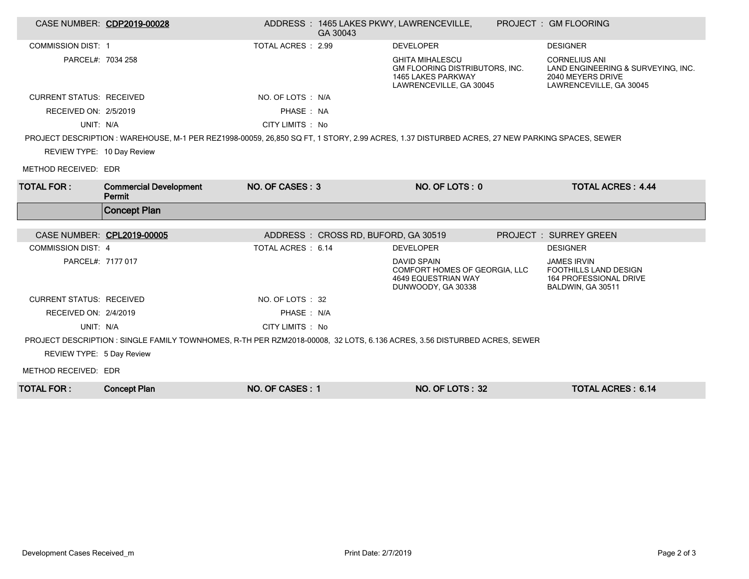| | | | |
|---|---|---|---|
| CASE NUMBER: **CDP2019-00028** | ADDRESS : 1465 LAKES PKWY, LAWRENCEVILLE, GA 30043 | | PROJECT : GM FLOORING |
| COMMISSION DIST: 1 | TOTAL ACRES : 2.99 | DEVELOPER | DESIGNER |
| PARCEL#: 7034 258 | | GHITA MIHALESCU<br>GM FLOORING DISTRIBUTORS, INC.<br>1465 LAKES PARKWAY<br>LAWRENCEVILLE, GA 30045 | CORNELIUS ANI<br>LAND ENGINEERING & SURVEYING, INC.<br>2040 MEYERS DRIVE<br>LAWRENCEVILLE, GA 30045 |
| CURRENT STATUS: RECEIVED | NO. OF LOTS : N/A | | |
| RECEIVED ON: 2/5/2019 | PHASE : NA | | |
| UNIT: N/A | CITY LIMITS : No | | |

PROJECT DESCRIPTION : WAREHOUSE, M-1 PER REZ1998-00059, 26,850 SQ FT, 1 STORY, 2.99 ACRES, 1.37 DISTURBED ACRES, 27 NEW PARKING SPACES, SEWER

REVIEW TYPE: 10 Day Review

METHOD RECEIVED: EDR

| **TOTAL FOR :** | **Commercial Development Permit** | **NO. OF CASES : 3** | **NO. OF LOTS : 0** | **TOTAL ACRES : 4.44** |
|---|---|---|---|---|

## Concept Plan

| | | | |
|---|---|---|---|
| CASE NUMBER: **CPL2019-00005** | ADDRESS : CROSS RD, BUFORD, GA 30519 | | PROJECT : SURREY GREEN |
| COMMISSION DIST: 4 | TOTAL ACRES : 6.14 | DEVELOPER | DESIGNER |
| PARCEL#: 7177 017 | | DAVID SPAIN<br>COMFORT HOMES OF GEORGIA, LLC<br>4649 EQUESTRIAN WAY<br>DUNWOODY, GA 30338 | JAMES IRVIN<br>FOOTHILLS LAND DESIGN<br>164 PROFESSIONAL DRIVE<br>BALDWIN, GA 30511 |
| CURRENT STATUS: RECEIVED | NO. OF LOTS : 32 | | |
| RECEIVED ON: 2/4/2019 | PHASE : N/A | | |
| UNIT: N/A | CITY LIMITS : No | | |

PROJECT DESCRIPTION : SINGLE FAMILY TOWNHOMES, R-TH PER RZM2018-00008, 32 LOTS, 6.136 ACRES, 3.56 DISTURBED ACRES, SEWER

REVIEW TYPE: 5 Day Review

METHOD RECEIVED: EDR

| **TOTAL FOR :** | **Concept Plan** | **NO. OF CASES : 1** | **NO. OF LOTS : 32** | **TOTAL ACRES : 6.14** |
|---|---|---|---|---|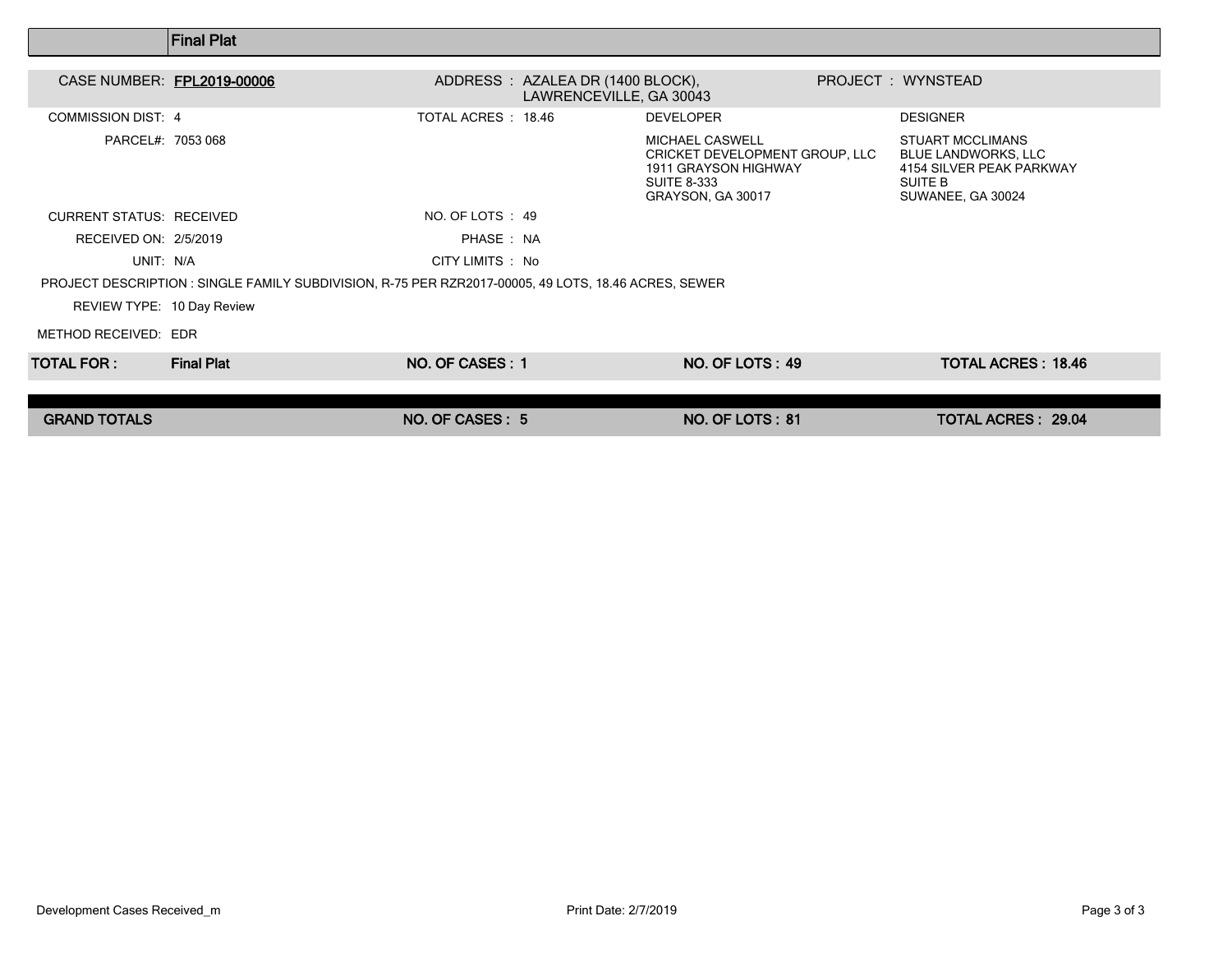## Final Plat

**CASE NUMBER:** FPL2019-00006
**ADDRESS:** AZALEA DR (1400 BLOCK), LAWRENCEVILLE, GA 30043
**PROJECT:** WYNSTEAD

COMMISSION DIST: 4

TOTAL ACRES: 18.46

PARCEL#: 7053 068

| DEVELOPER | DESIGNER |
|---|---|
| MICHAEL CASWELL<br>CRICKET DEVELOPMENT GROUP, LLC<br>1911 GRAYSON HIGHWAY<br>SUITE 8-333<br>GRAYSON, GA 30017 | STUART MCCLIMANS<br>BLUE LANDWORKS, LLC<br>4154 SILVER PEAK PARKWAY<br>SUITE B<br>SUWANEE, GA 30024 |

CURRENT STATUS: RECEIVED

NO. OF LOTS: 49

RECEIVED ON: 2/5/2019

PHASE: NA

UNIT: N/A

CITY LIMITS: No

PROJECT DESCRIPTION : SINGLE FAMILY SUBDIVISION, R-75 PER RZR2017-00005, 49 LOTS, 18.46 ACRES, SEWER

REVIEW TYPE: 10 Day Review

METHOD RECEIVED: EDR

| TOTAL FOR : | Final Plat | NO. OF CASES : 1 | NO. OF LOTS : 49 | TOTAL ACRES : 18.46 |
|---|---|---|---|---|

| GRAND TOTALS | NO. OF CASES : 5 | NO. OF LOTS : 81 | TOTAL ACRES : 29.04 |
|---|---|---|---|

Development Cases Received_m

Print Date: 2/7/2019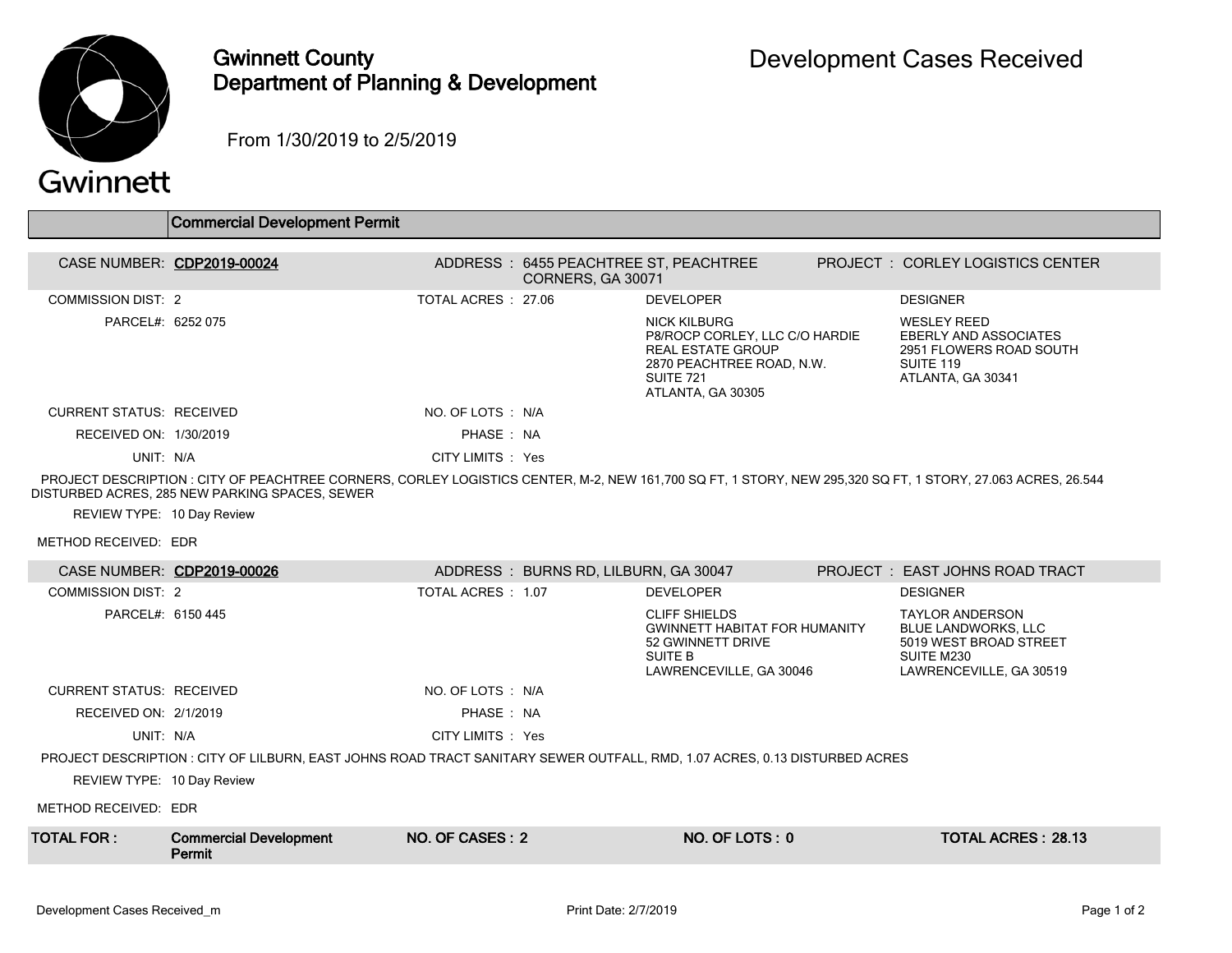# Gwinnett County Department of Planning & Development

## Development Cases Received

From 1/30/2019 to 2/5/2019

### Commercial Development Permit

**CASE NUMBER:** CDP2019-00024
**ADDRESS:** 6455 PEACHTREE ST, PEACHTREE CORNERS, GA 30071
**PROJECT:** CORLEY LOGISTICS CENTER

COMMISSION DIST: 2
TOTAL ACRES: 27.06
PARCEL#: 6252 075

DEVELOPER:
NICK KILBURG
P8/ROCP CORLEY, LLC C/O HARDIE REAL ESTATE GROUP
2870 PEACHTREE ROAD, N.W.
SUITE 721
ATLANTA, GA 30305

DESIGNER:
WESLEY REED
EBERLY AND ASSOCIATES
2951 FLOWERS ROAD SOUTH
SUITE 119
ATLANTA, GA 30341

CURRENT STATUS: RECEIVED
NO. OF LOTS: N/A
RECEIVED ON: 1/30/2019
PHASE: NA
UNIT: N/A
CITY LIMITS: Yes

PROJECT DESCRIPTION: CITY OF PEACHTREE CORNERS, CORLEY LOGISTICS CENTER, M-2, NEW 161,700 SQ FT, 1 STORY, NEW 295,320 SQ FT, 1 STORY, 27.063 ACRES, 26.544 DISTURBED ACRES, 285 NEW PARKING SPACES, SEWER

REVIEW TYPE: 10 Day Review

METHOD RECEIVED: EDR

---

**CASE NUMBER:** CDP2019-00026
**ADDRESS:** BURNS RD, LILBURN, GA 30047
**PROJECT:** EAST JOHNS ROAD TRACT

COMMISSION DIST: 2
TOTAL ACRES: 1.07
PARCEL#: 6150 445

DEVELOPER:
CLIFF SHIELDS
GWINNETT HABITAT FOR HUMANITY
52 GWINNETT DRIVE
SUITE B
LAWRENCEVILLE, GA 30046

DESIGNER:
TAYLOR ANDERSON
BLUE LANDWORKS, LLC
5019 WEST BROAD STREET
SUITE M230
LAWRENCEVILLE, GA 30519

CURRENT STATUS: RECEIVED
NO. OF LOTS: N/A
RECEIVED ON: 2/1/2019
PHASE: NA
UNIT: N/A
CITY LIMITS: Yes

PROJECT DESCRIPTION: CITY OF LILBURN, EAST JOHNS ROAD TRACT SANITARY SEWER OUTFALL, RMD, 1.07 ACRES, 0.13 DISTURBED ACRES

REVIEW TYPE: 10 Day Review

METHOD RECEIVED: EDR

---

| TOTAL FOR: | NO. OF CASES | NO. OF LOTS | TOTAL ACRES |
|---|---|---|---|
| **Commercial Development Permit** | **2** | **0** | **28.13** |

Development Cases Received_m — Print Date: 2/7/2019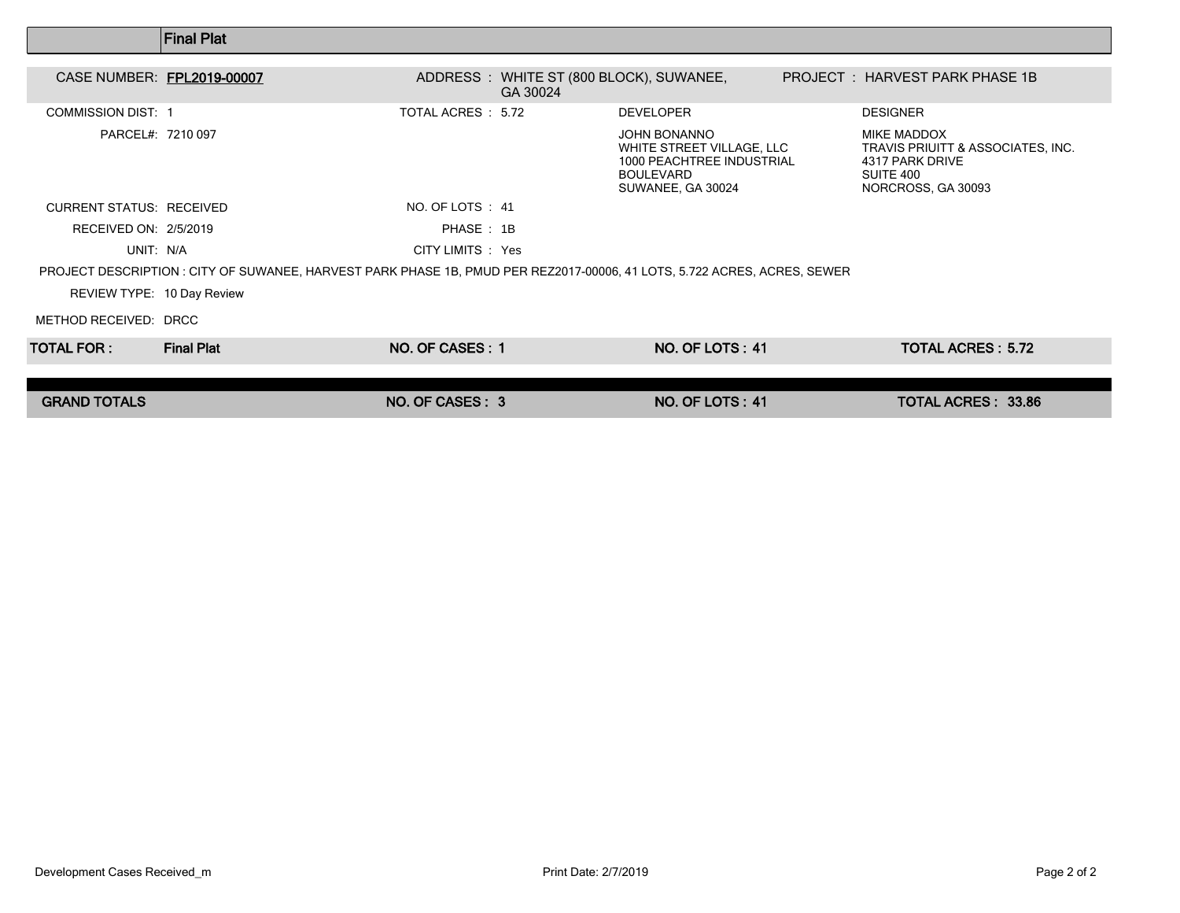## Final Plat

| | | | |
|---|---|---|---|
| CASE NUMBER: **FPL2019-00007** | ADDRESS : WHITE ST (800 BLOCK), SUWANEE, GA 30024 | | PROJECT : HARVEST PARK PHASE 1B |
| COMMISSION DIST: 1 | TOTAL ACRES : 5.72 | DEVELOPER | DESIGNER |
| PARCEL#: 7210 097 | | JOHN BONANNO<br>WHITE STREET VILLAGE, LLC<br>1000 PEACHTREE INDUSTRIAL BOULEVARD<br>SUWANEE, GA 30024 | MIKE MADDOX<br>TRAVIS PRIUITT & ASSOCIATES, INC.<br>4317 PARK DRIVE<br>SUITE 400<br>NORCROSS, GA 30093 |
| CURRENT STATUS: RECEIVED | NO. OF LOTS : 41 | | |
| RECEIVED ON: 2/5/2019 | PHASE : 1B | | |
| UNIT: N/A | CITY LIMITS : Yes | | |

PROJECT DESCRIPTION : CITY OF SUWANEE, HARVEST PARK PHASE 1B, PMUD PER REZ2017-00006, 41 LOTS, 5.722 ACRES, ACRES, SEWER

REVIEW TYPE: 10 Day Review

METHOD RECEIVED: DRCC

| | | | |
|---|---|---|---|
| **TOTAL FOR : Final Plat** | **NO. OF CASES : 1** | **NO. OF LOTS : 41** | **TOTAL ACRES : 5.72** |
| **GRAND TOTALS** | **NO. OF CASES : 3** | **NO. OF LOTS : 41** | **TOTAL ACRES : 33.86** |

Development Cases Received_m

Print Date: 2/7/2019